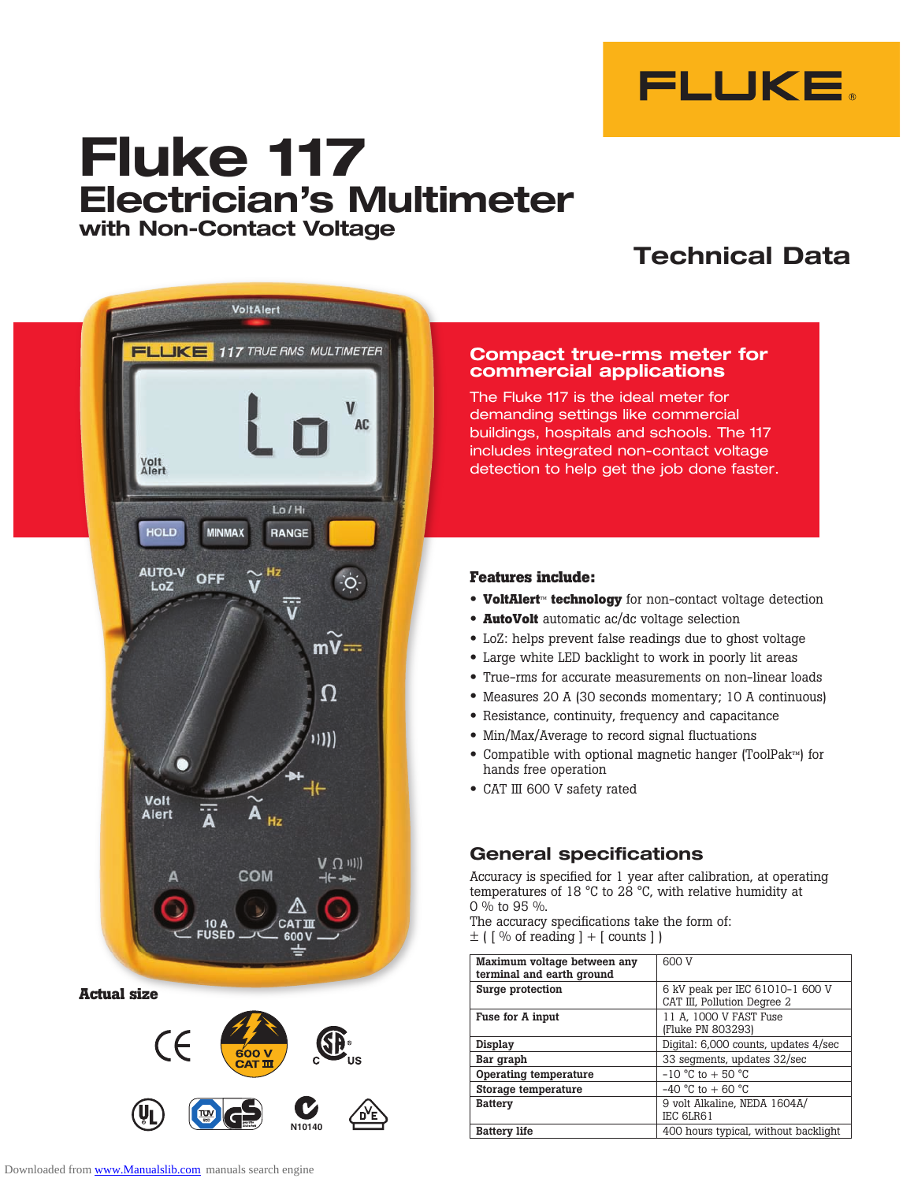# Fluke 117

## Electrician's Multimeter

### with Non-Contact Voltage

## Technical Data

### Compact true-rms meter for commercial applications

The Fluke 117 is the ideal meter for demanding settings like commercial buildings, hospitals and schools. The 117 includes integrated non-contact voltage detection to help get the job done faster.

**Actual size**

### Features include:

- **VoltAlert™ technology** for non-contact voltage detection
- **AutoVolt** automatic ac/dc voltage selection
- LoZ: helps prevent false readings due to ghost voltage
- Large white LED backlight to work in poorly lit areas
- True-rms for accurate measurements on non-linear loads
- Measures 20 A (30 seconds momentary; 10 A continuous)
- Resistance, continuity, frequency and capacitance
- Min/Max/Average to record signal fluctuations
- Compatible with optional magnetic hanger (ToolPak™) for hands free operation
- CAT III 600 V safety rated

## General specifications

Accuracy is specified for 1 year after calibration, at operating temperatures of 18 °C to 28 °C, with relative humidity at 0 % to 95 %.
The accuracy specifications take the form of:
± ( [ % of reading ] + [ counts ] )

| | |
|---|---|
| **Maximum voltage between any terminal and earth ground** | 600 V |
| **Surge protection** | 6 kV peak per IEC 61010-1 600 V CAT III, Pollution Degree 2 |
| **Fuse for A input** | 11 A, 1000 V FAST Fuse (Fluke PN 803293) |
| **Display** | Digital: 6,000 counts, updates 4/sec |
| **Bar graph** | 33 segments, updates 32/sec |
| **Operating temperature** | -10 °C to + 50 °C |
| **Storage temperature** | -40 °C to + 60 °C |
| **Battery** | 9 volt Alkaline, NEDA 1604A/ IEC 6LR61 |
| **Battery life** | 400 hours typical, without backlight |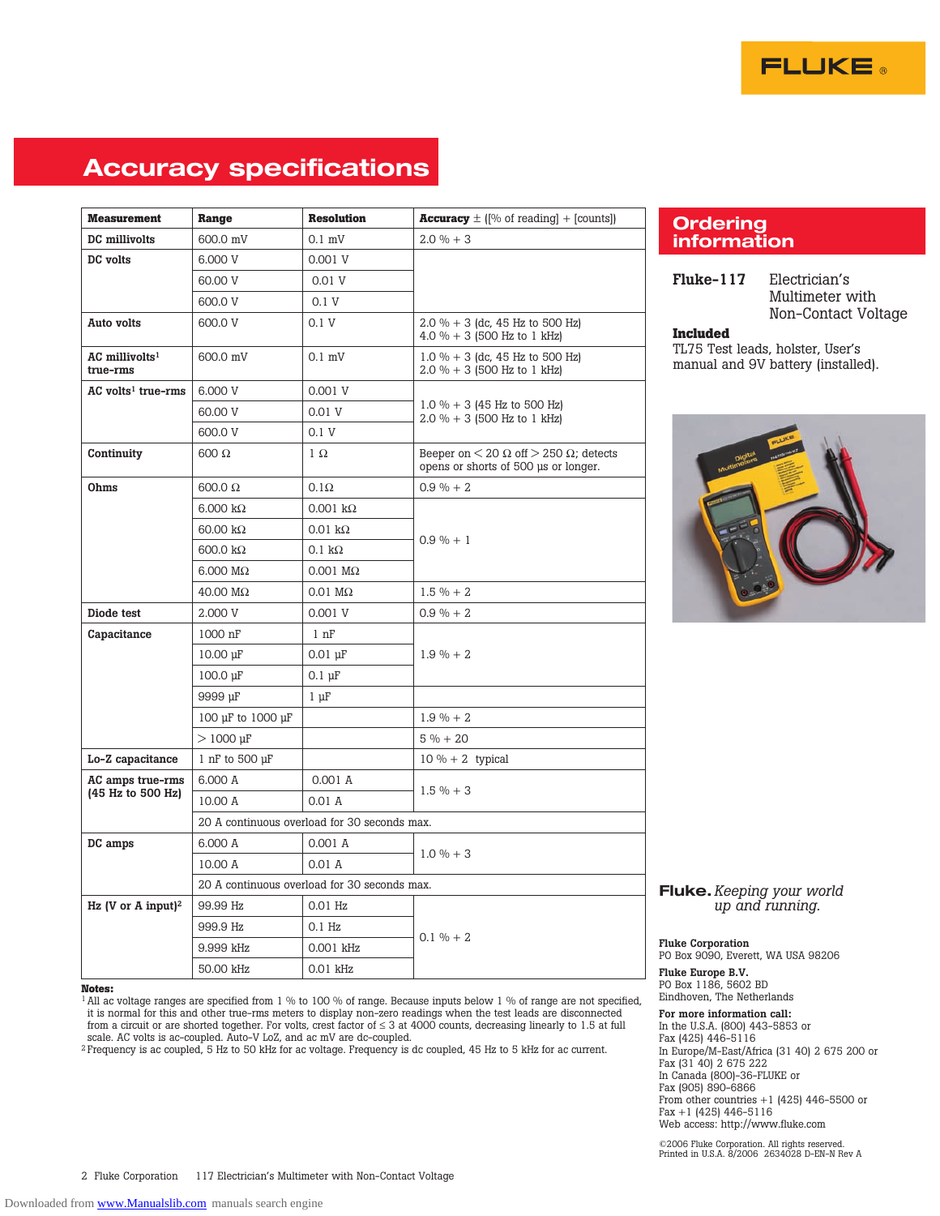# Accuracy specifications

| Measurement | Range | Resolution | Accuracy ± ([% of reading] + [counts]) |
|---|---|---|---|
| DC millivolts | 600.0 mV | 0.1 mV | 2.0 % + 3 |
| DC volts | 6.000 V | 0.001 V | |
| | 60.00 V | 0.01 V | |
| | 600.0 V | 0.1 V | |
| Auto volts | 600.0 V | 0.1 V | 2.0 % + 3 (dc, 45 Hz to 500 Hz) 4.0 % + 3 (500 Hz to 1 kHz) |
| AC millivolts[1] true-rms | 600.0 mV | 0.1 mV | 1.0 % + 3 (dc, 45 Hz to 500 Hz) 2.0 % + 3 (500 Hz to 1 kHz) |
| AC volts[1] true-rms | 6.000 V | 0.001 V | 1.0 % + 3 (45 Hz to 500 Hz) 2.0 % + 3 (500 Hz to 1 kHz) |
| | 60.00 V | 0.01 V | |
| | 600.0 V | 0.1 V | |
| Continuity | 600 Ω | 1 Ω | Beeper on < 20 Ω off > 250 Ω; detects opens or shorts of 500 µs or longer. |
| Ohms | 600.0 Ω | 0.1Ω | 0.9 % + 2 |
| | 6.000 kΩ | 0.001 kΩ | 0.9 % + 1 |
| | 60.00 kΩ | 0.01 kΩ | |
| | 600.0 kΩ | 0.1 kΩ | |
| | 6.000 MΩ | 0.001 MΩ | |
| | 40.00 MΩ | 0.01 MΩ | 1.5 % + 2 |
| Diode test | 2.000 V | 0.001 V | 0.9 % + 2 |
| Capacitance | 1000 nF | 1 nF | 1.9 % + 2 |
| | 10.00 µF | 0.01 µF | |
| | 100.0 µF | 0.1 µF | |
| | 9999 µF | 1 µF | |
| | 100 µF to 1000 µF | | 1.9 % + 2 |
| | > 1000 µF | | 5 % + 20 |
| Lo-Z capacitance | 1 nF to 500 µF | | 10 % + 2 typical |
| AC amps true-rms (45 Hz to 500 Hz) | 6.000 A | 0.001 A | 1.5 % + 3 |
| | 10.00 A | 0.01 A | |
| | 20 A continuous overload for 30 seconds max. | | |
| DC amps | 6.000 A | 0.001 A | 1.0 % + 3 |
| | 10.00 A | 0.01 A | |
| | 20 A continuous overload for 30 seconds max. | | |
| Hz (V or A input)[2] | 99.99 Hz | 0.01 Hz | 0.1 % + 2 |
| | 999.9 Hz | 0.1 Hz | |
| | 9.999 kHz | 0.001 kHz | |
| | 50.00 kHz | 0.01 kHz | |

**Notes:**

[1] All ac voltage ranges are specified from 1 % to 100 % of range. Because inputs below 1 % of range are not specified, it is normal for this and other true-rms meters to display non-zero readings when the test leads are disconnected from a circuit or are shorted together. For volts, crest factor of ≤ 3 at 4000 counts, decreasing linearly to 1.5 at full scale. AC volts is ac-coupled. Auto-V LoZ, and ac mV are dc-coupled.

[2] Frequency is ac coupled, 5 Hz to 50 kHz for ac voltage. Frequency is dc coupled, 45 Hz to 5 kHz for ac current.

## Ordering information

**Fluke-117** Electrician's Multimeter with Non-Contact Voltage

**Included**
TL75 Test leads, holster, User's manual and 9V battery (installed).

**Fluke.** *Keeping your world up and running.*

**Fluke Corporation**
PO Box 9090, Everett, WA USA 98206

**Fluke Europe B.V.**
PO Box 1186, 5602 BD
Eindhoven, The Netherlands

**For more information call:**
In the U.S.A. (800) 443-5853 or
Fax (425) 446-5116
In Europe/M-East/Africa (31 40) 2 675 200 or
Fax (31 40) 2 675 222
In Canada (800)-36-FLUKE or
Fax (905) 890-6866
From other countries +1 (425) 446-5500 or
Fax +1 (425) 446-5116
Web access: http://www.fluke.com

©2006 Fluke Corporation. All rights reserved.
Printed in U.S.A. 8/2006 2634028 D-EN-N Rev A